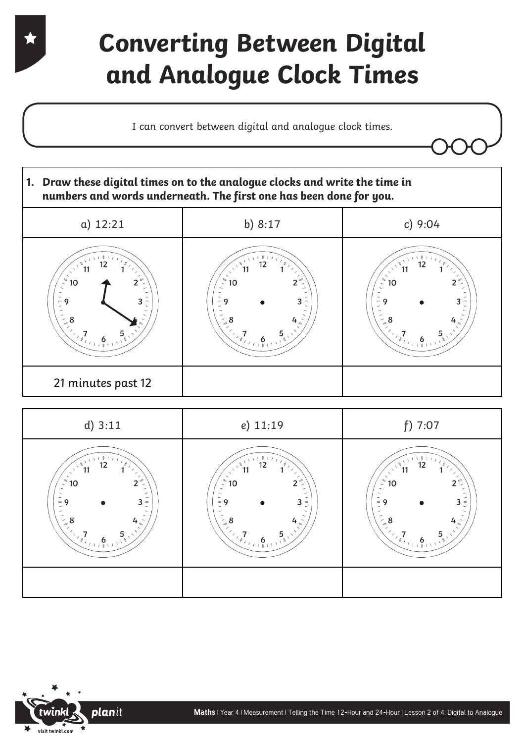# Converting Between Digital and Analogue Clock Times

I can convert between digital and analogue clock times.

**1. Draw these digital times on to the analogue clocks and write the time in numbers and words underneath. The first one has been done for you.**

| a) 12:21 | b) 8:17 | c) 9:04 |
|---|---|---|
| | | |
| 21 minutes past 12 | | |

| d) 3:11 | e) 11:19 | f) 7:07 |
|---|---|---|
| | | |
| | | |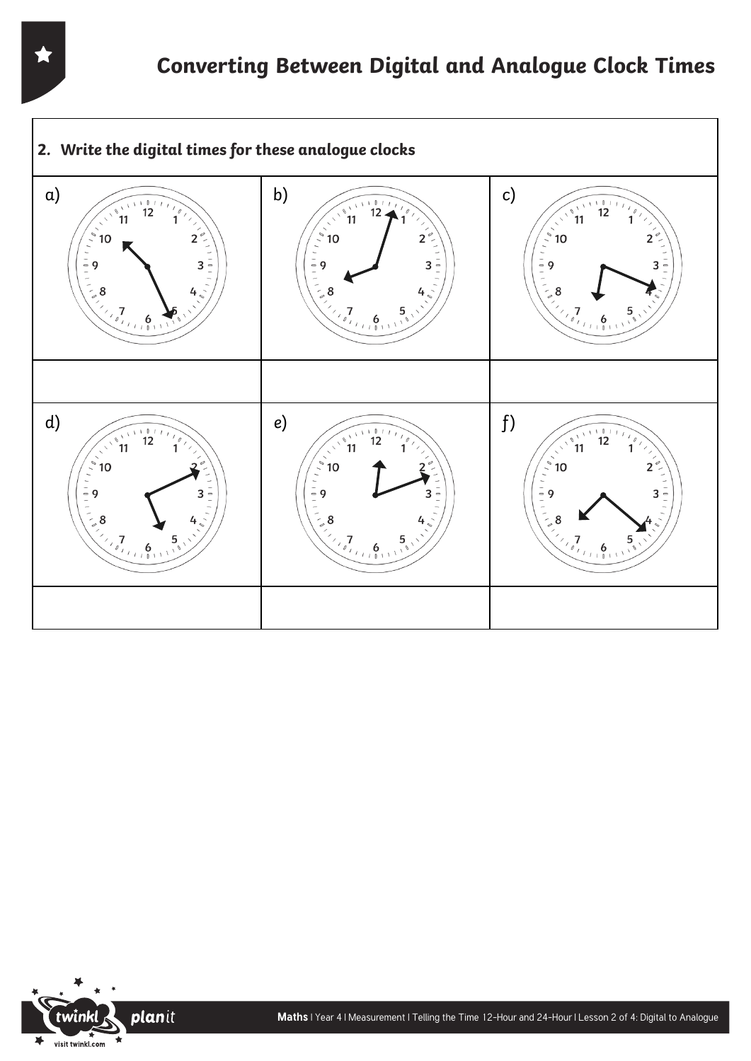# Converting Between Digital and Analogue Clock Times

**2. Write the digital times for these analogue clocks**

| a) | b) | c) |
| --- | --- | --- |
| | | |
| **d)** | **e)** | **f)** |
| | | |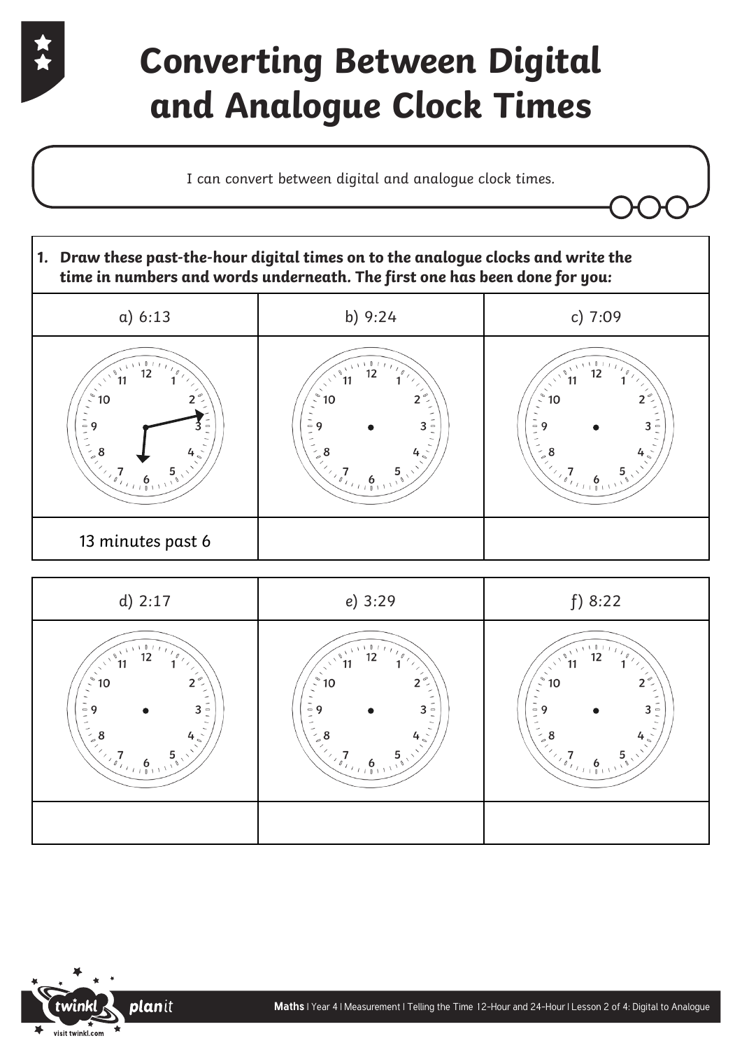# Converting Between Digital and Analogue Clock Times

I can convert between digital and analogue clock times.

**1. Draw these past-the-hour digital times on to the analogue clocks and write the time in numbers and words underneath. The first one has been done for you:**

| a) 6:13 | b) 9:24 | c) 7:09 |
| --- | --- | --- |
| | | |
| 13 minutes past 6 | | |

| d) 2:17 | e) 3:29 | f) 8:22 |
| --- | --- | --- |
| | | |
| | | |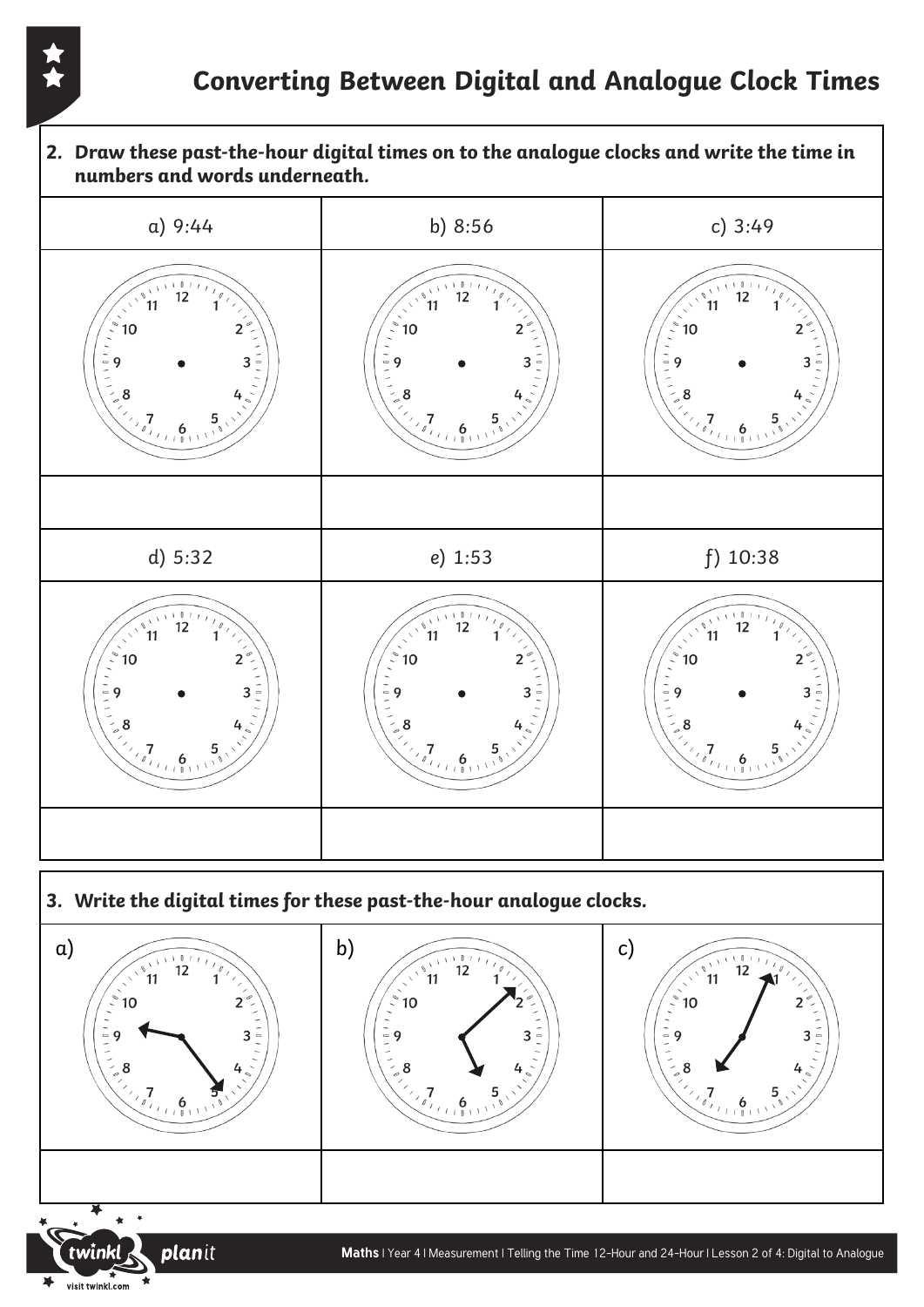# Converting Between Digital and Analogue Clock Times

**2. Draw these past-the-hour digital times on to the analogue clocks and write the time in numbers and words underneath.**

| a) 9:44 | b) 8:56 | c) 3:49 |
| --- | --- | --- |
| | | |
| | | |

| d) 5:32 | e) 1:53 | f) 10:38 |
| --- | --- | --- |
| | | |
| | | |

**3. Write the digital times for these past-the-hour analogue clocks.**

| a) | b) | c) |
| --- | --- | --- |
| | | |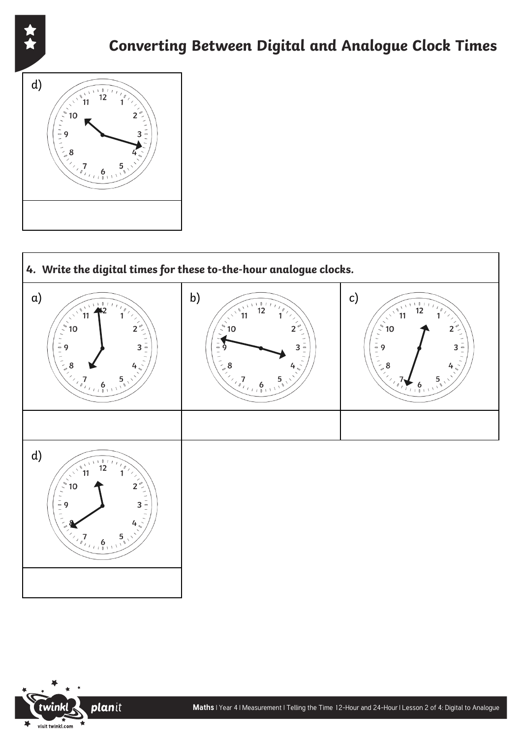# Converting Between Digital and Analogue Clock Times

d)

| |
|---|
| |

**4. *Write the digital times for these to-the-hour analogue clocks.***

| a) | b) | c) |
|---|---|---|
| | | |
| d) | | |
| | | |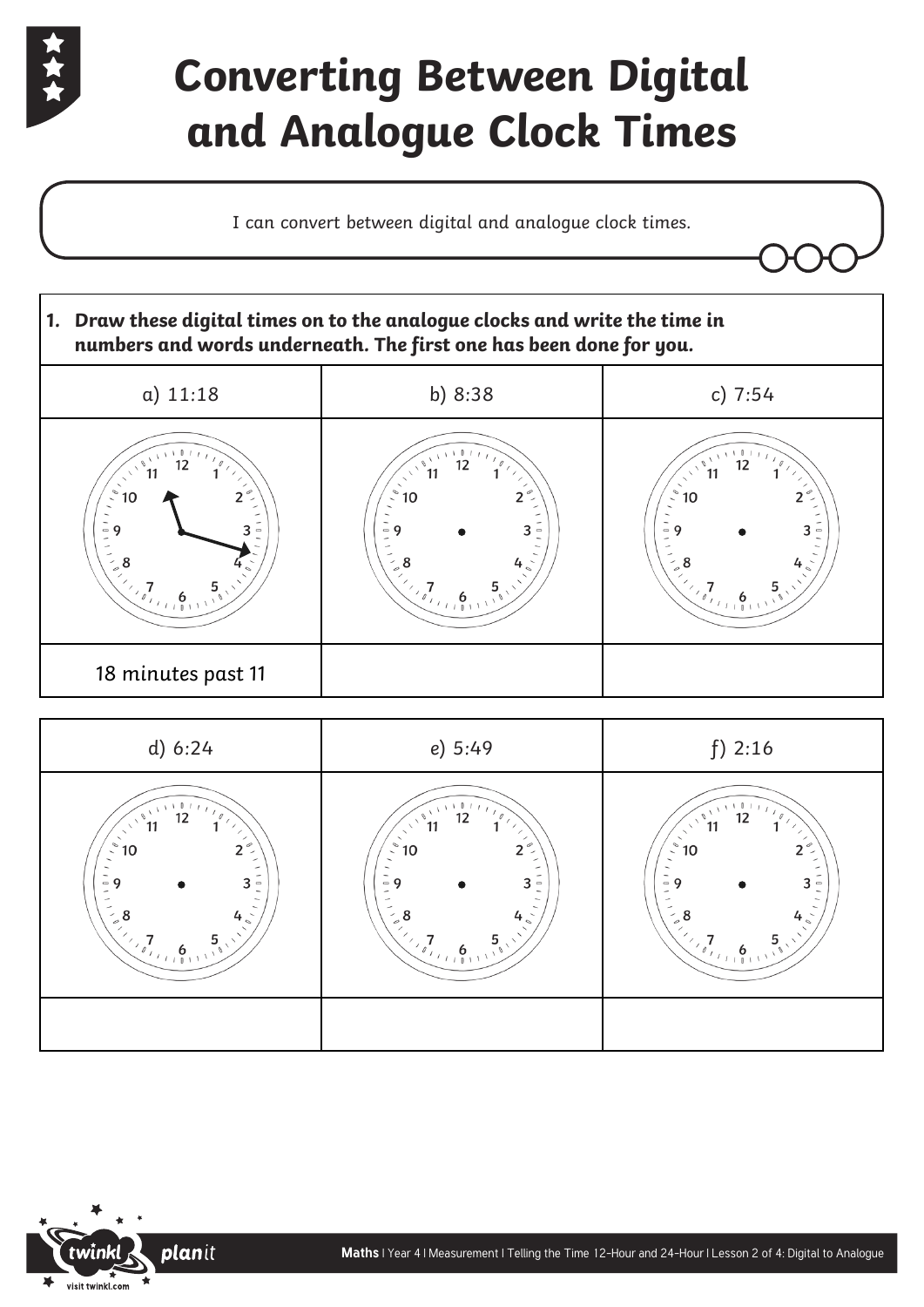# Converting Between Digital and Analogue Clock Times

I can convert between digital and analogue clock times.

**1. Draw these digital times on to the analogue clocks and write the time in numbers and words underneath. The first one has been done for you.**

| a) 11:18 | b) 8:38 | c) 7:54 |
|---|---|---|
| | | |
| 18 minutes past 11 | | |

| d) 6:24 | e) 5:49 | f) 2:16 |
|---|---|---|
| | | |
| | | |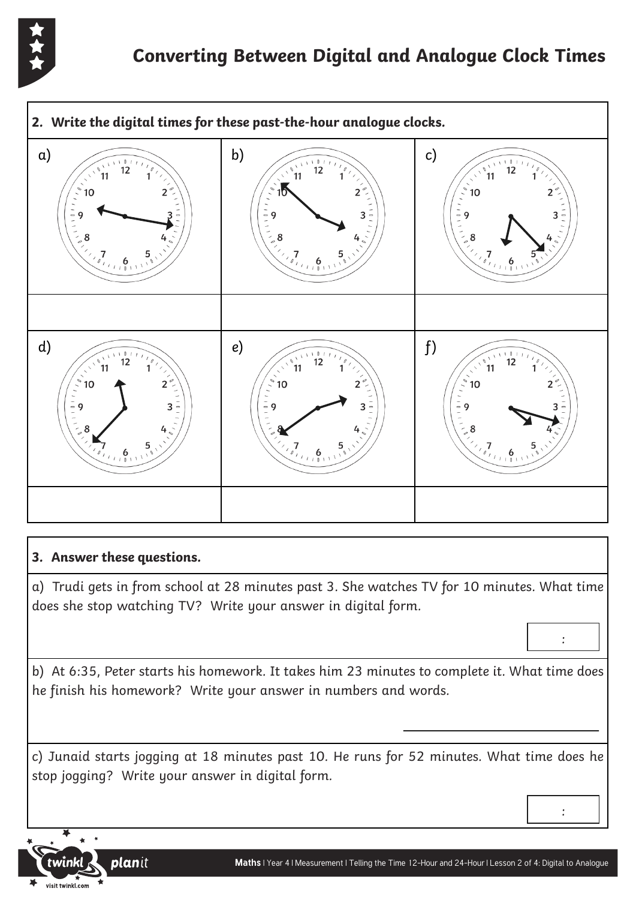# Converting Between Digital and Analogue Clock Times

**2. Write the digital times for these past-the-hour analogue clocks.**

| a) | b) | c) |
|---|---|---|
| | | |
| **d)** | **e)** | **f)** |
| | | |

**3. Answer these questions.**

a) Trudi gets in from school at 28 minutes past 3. She watches TV for 10 minutes. What time does she stop watching TV? Write your answer in digital form.

:

b) At 6:35, Peter starts his homework. It takes him 23 minutes to complete it. What time does he finish his homework? Write your answer in numbers and words.

\_\_\_\_\_\_\_\_\_\_\_\_\_\_\_\_\_\_\_\_\_\_\_\_\_\_\_\_

c) Junaid starts jogging at 18 minutes past 10. He runs for 52 minutes. What time does he stop jogging? Write your answer in digital form.

: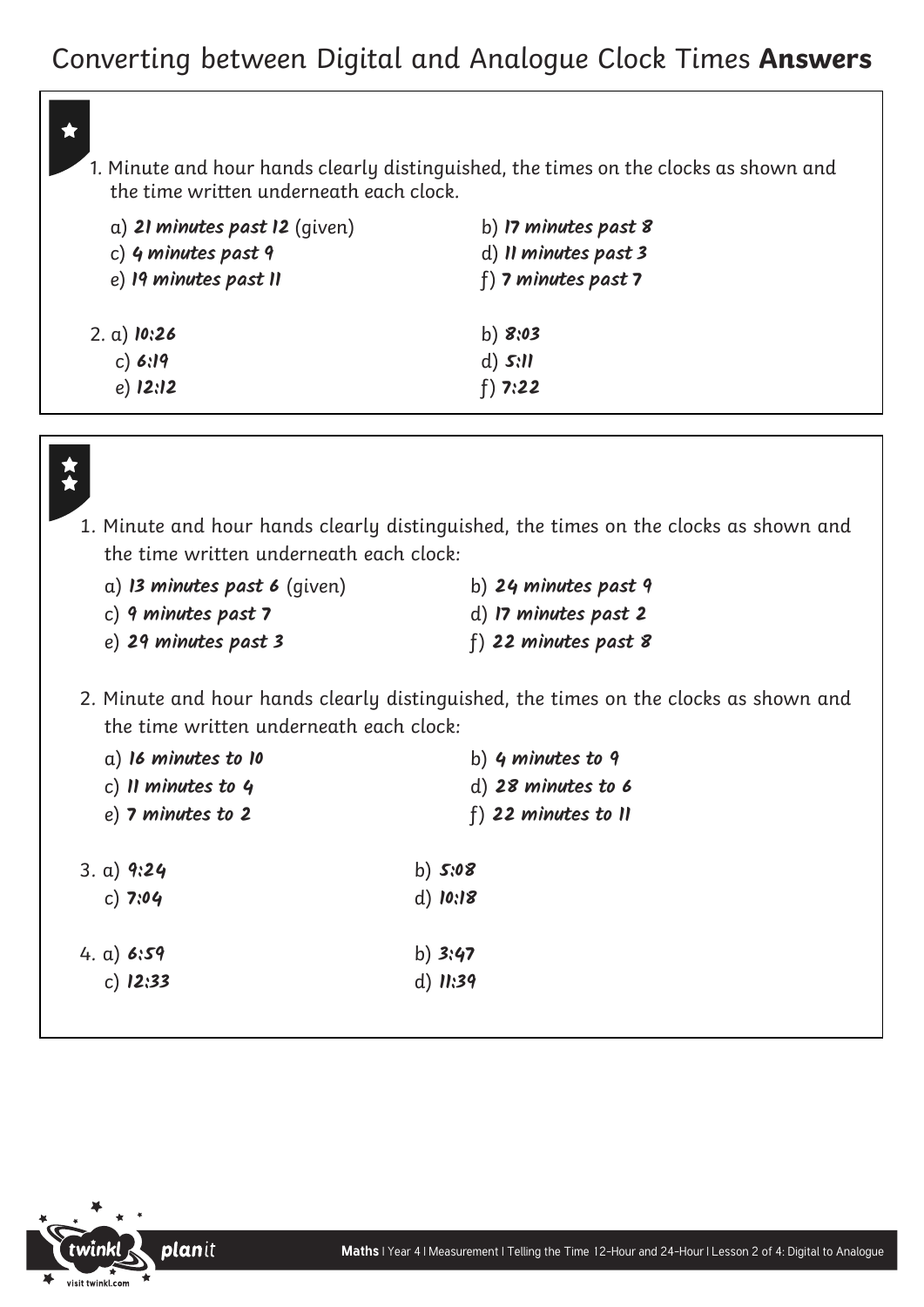# Converting between Digital and Analogue Clock Times **Answers**

★

1. Minute and hour hands clearly distinguished, the times on the clocks as shown and the time written underneath each clock.

a) ***21 minutes past 12*** (given)
b) ***17 minutes past 8***
c) ***4 minutes past 9***
d) ***11 minutes past 3***
e) ***19 minutes past 11***
f) ***7 minutes past 7***

2. a) ***10:26***
b) ***8:03***
c) ***6:19***
d) ***5:11***
e) ***12:12***
f) ***7:22***

★★

1. Minute and hour hands clearly distinguished, the times on the clocks as shown and the time written underneath each clock:

a) ***13 minutes past 6*** (given)
b) ***24 minutes past 9***
c) ***9 minutes past 7***
d) ***17 minutes past 2***
e) ***29 minutes past 3***
f) ***22 minutes past 8***

2. Minute and hour hands clearly distinguished, the times on the clocks as shown and the time written underneath each clock:

a) ***16 minutes to 10***
b) ***4 minutes to 9***
c) ***11 minutes to 4***
d) ***28 minutes to 6***
e) ***7 minutes to 2***
f) ***22 minutes to 11***

3. a) ***9:24***
b) ***5:08***
c) ***7:04***
d) ***10:18***

4. a) ***6:59***
b) ***3:47***
c) ***12:33***
d) ***11:39***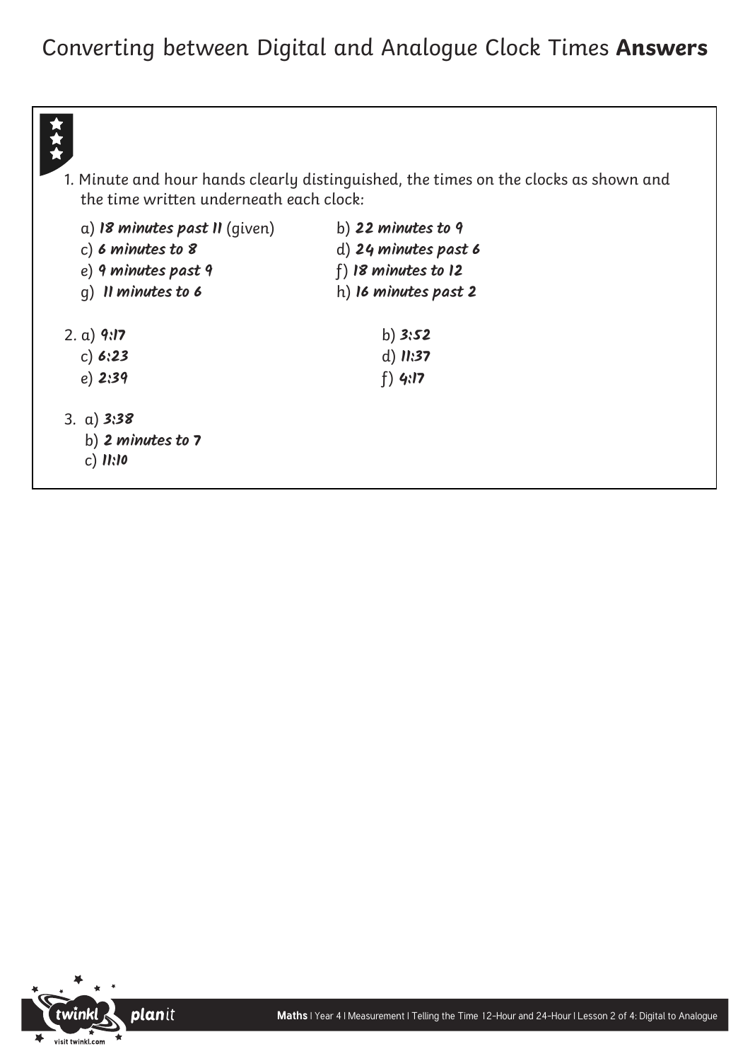# Converting between Digital and Analogue Clock Times **Answers**

1. Minute and hour hands clearly distinguished, the times on the clocks as shown and the time written underneath each clock:

   a) ***18 minutes past 11*** (given)
   b) ***22 minutes to 9***
   c) ***6 minutes to 8***
   d) ***24 minutes past 6***
   e) ***9 minutes past 9***
   f) ***18 minutes to 12***
   g) ***11 minutes to 6***
   h) ***16 minutes past 2***

2. a) ***9:17***
   b) ***3:52***
   c) ***6:23***
   d) ***11:37***
   e) ***2:39***
   f) ***4:17***

3. a) ***3:38***
   b) ***2 minutes to 7***
   c) ***11:10***